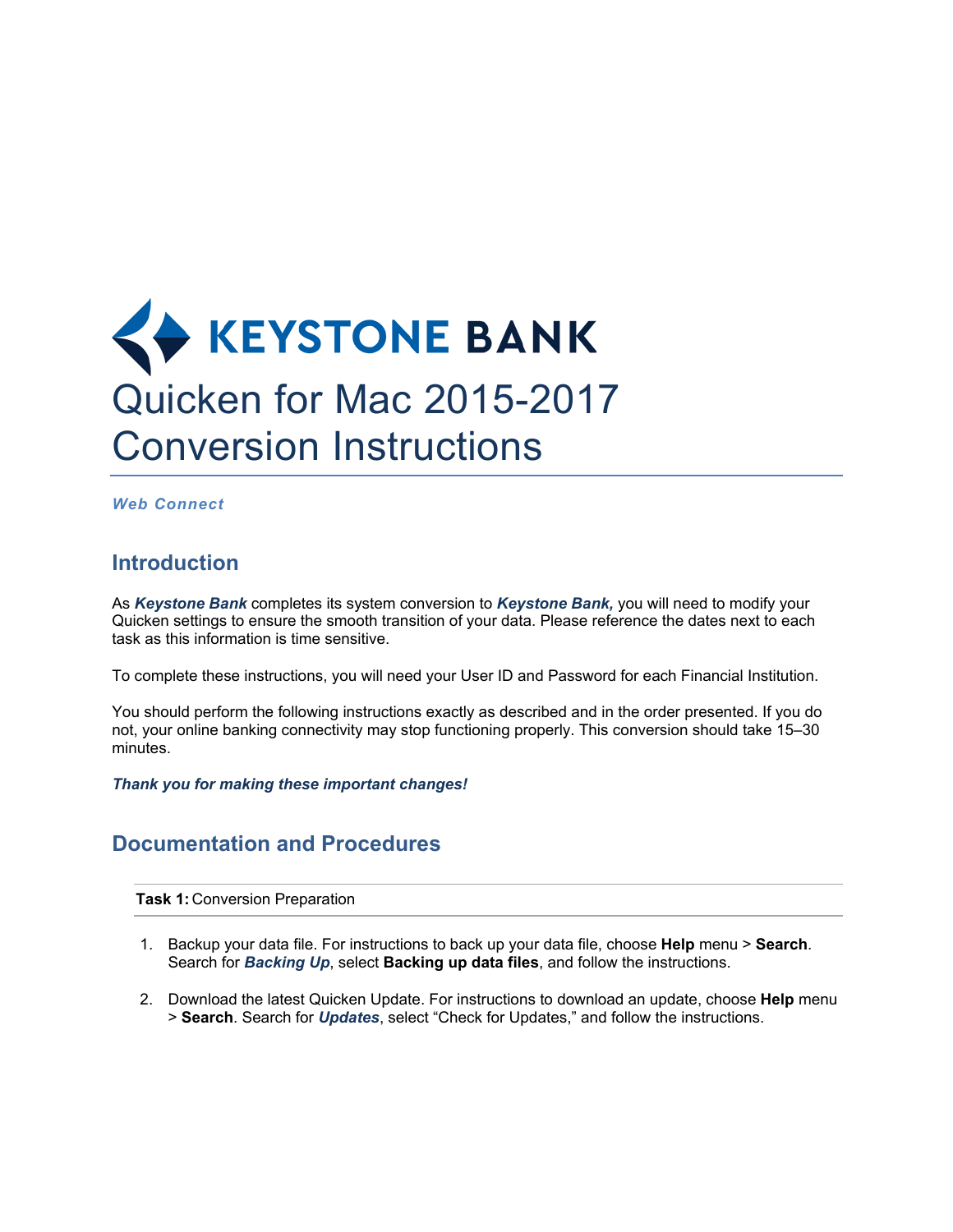# KEYSTONE BANK

# Quicken for Mac 2015-2017 Conversion Instructions

***Web Connect***

## Introduction

As ***Keystone Bank*** completes its system conversion to ***Keystone Bank,*** you will need to modify your Quicken settings to ensure the smooth transition of your data. Please reference the dates next to each task as this information is time sensitive.

To complete these instructions, you will need your User ID and Password for each Financial Institution.

You should perform the following instructions exactly as described and in the order presented. If you do not, your online banking connectivity may stop functioning properly. This conversion should take 15–30 minutes.

***Thank you for making these important changes!***

## Documentation and Procedures

**Task 1:** Conversion Preparation

1. Backup your data file. For instructions to back up your data file, choose **Help** menu > **Search**. Search for ***Backing Up***, select **Backing up data files**, and follow the instructions.

2. Download the latest Quicken Update. For instructions to download an update, choose **Help** menu > **Search**. Search for ***Updates***, select "Check for Updates," and follow the instructions.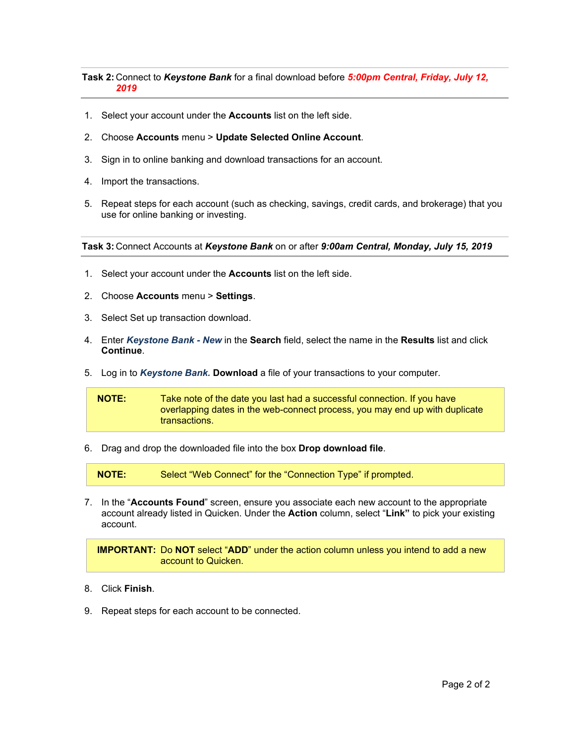**Task 2:** Connect to ***Keystone Bank*** for a final download before ***5:00pm Central, Friday, July 12, 2019***

1. Select your account under the **Accounts** list on the left side.
2. Choose **Accounts** menu > **Update Selected Online Account**.
3. Sign in to online banking and download transactions for an account.
4. Import the transactions.
5. Repeat steps for each account (such as checking, savings, credit cards, and brokerage) that you use for online banking or investing.

**Task 3:** Connect Accounts at ***Keystone Bank*** on or after ***9:00am Central, Monday, July 15, 2019***

1. Select your account under the **Accounts** list on the left side.
2. Choose **Accounts** menu > **Settings**.
3. Select Set up transaction download.
4. Enter ***Keystone Bank - New*** in the **Search** field, select the name in the **Results** list and click **Continue**.
5. Log in to ***Keystone Bank.*** **Download** a file of your transactions to your computer.

> **NOTE:** Take note of the date you last had a successful connection. If you have overlapping dates in the web-connect process, you may end up with duplicate transactions.

6. Drag and drop the downloaded file into the box **Drop download file**.

> **NOTE:** Select “Web Connect” for the “Connection Type” if prompted.

7. In the “**Accounts Found**” screen, ensure you associate each new account to the appropriate account already listed in Quicken. Under the **Action** column, select “**Link”** to pick your existing account.

> **IMPORTANT:** Do **NOT** select “**ADD**” under the action column unless you intend to add a new account to Quicken.

8. Click **Finish**.
9. Repeat steps for each account to be connected.